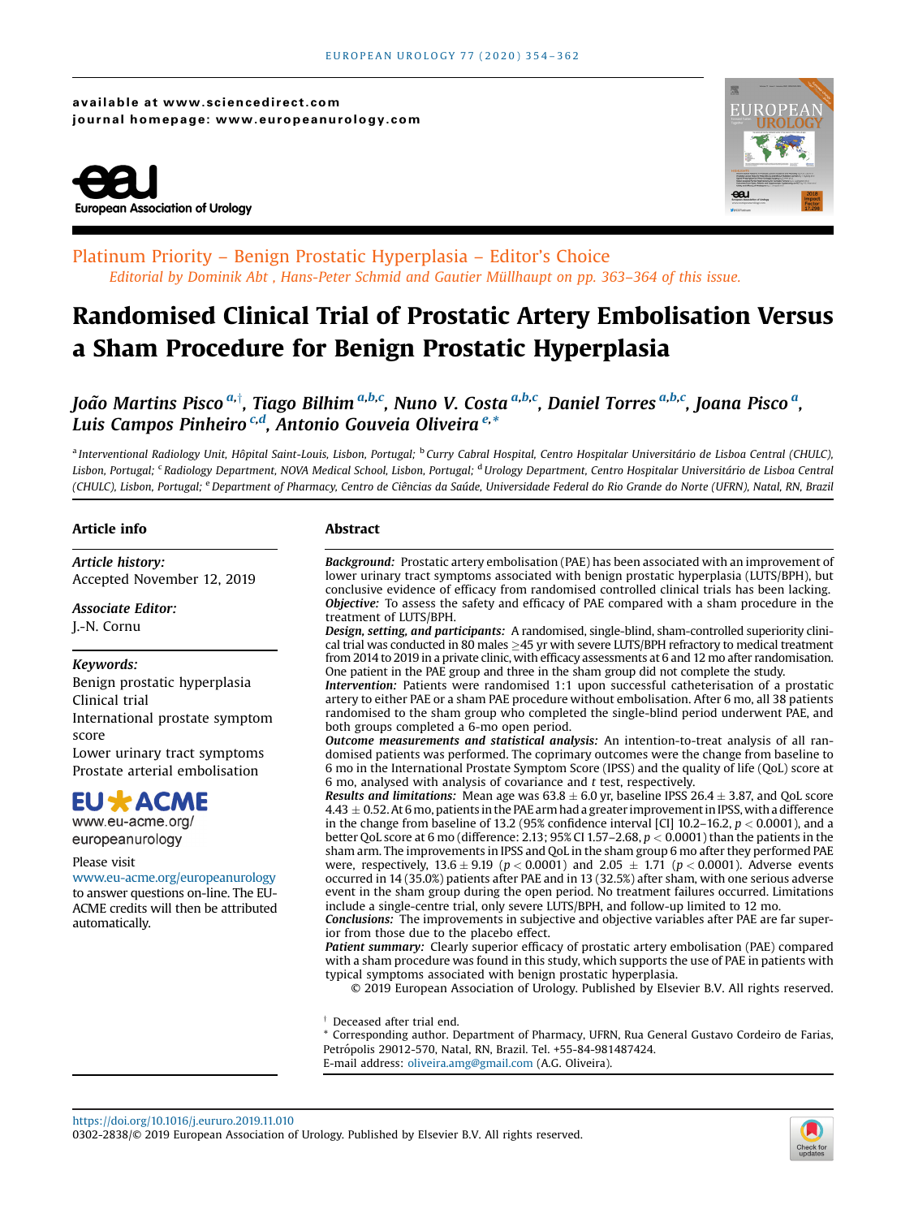available at www.sciencedirect.com
journal homepage: www.europeanurology.com

Platinum Priority – Benign Prostatic Hyperplasia – Editor's Choice
*Editorial by Dominik Abt, Hans-Peter Schmid and Gautier Müllhaupt on pp. 363–364 of this issue.*

# Randomised Clinical Trial of Prostatic Artery Embolisation Versus a Sham Procedure for Benign Prostatic Hyperplasia

*João Martins Pisco* [a,†], *Tiago Bilhim* [a,b,c], *Nuno V. Costa* [a,b,c], *Daniel Torres* [a,b,c], *Joana Pisco* [a], *Luis Campos Pinheiro* [c,d], *Antonio Gouveia Oliveira* [e,*]

[a] Interventional Radiology Unit, Hôpital Saint-Louis, Lisbon, Portugal; [b] Curry Cabral Hospital, Centro Hospitalar Universitário de Lisboa Central (CHULC), Lisbon, Portugal; [c] Radiology Department, NOVA Medical School, Lisbon, Portugal; [d] Urology Department, Centro Hospitalar Universitário de Lisboa Central (CHULC), Lisbon, Portugal; [e] Department of Pharmacy, Centro de Ciências da Saúde, Universidade Federal do Rio Grande do Norte (UFRN), Natal, RN, Brazil

## Article info

*Article history:*
Accepted November 12, 2019

*Associate Editor:*
J.-N. Cornu

*Keywords:*
Benign prostatic hyperplasia
Clinical trial
International prostate symptom score
Lower urinary tract symptoms
Prostate arterial embolisation

EU ACME
www.eu-acme.org/europeanurology

Please visit www.eu-acme.org/europeanurology to answer questions on-line. The EU-ACME credits will then be attributed automatically.

## Abstract

***Background:*** Prostatic artery embolisation (PAE) has been associated with an improvement of lower urinary tract symptoms associated with benign prostatic hyperplasia (LUTS/BPH), but conclusive evidence of efficacy from randomised controlled clinical trials has been lacking.

***Objective:*** To assess the safety and efficacy of PAE compared with a sham procedure in the treatment of LUTS/BPH.

***Design, setting, and participants:*** A randomised, single-blind, sham-controlled superiority clinical trial was conducted in 80 males ≥45 yr with severe LUTS/BPH refractory to medical treatment from 2014 to 2019 in a private clinic, with efficacy assessments at 6 and 12 mo after randomisation. One patient in the PAE group and three in the sham group did not complete the study.

***Intervention:*** Patients were randomised 1:1 upon successful catheterisation of a prostatic artery to either PAE or a sham PAE procedure without embolisation. After 6 mo, all 38 patients randomised to the sham group who completed the single-blind period underwent PAE, and both groups completed a 6-mo open period.

***Outcome measurements and statistical analysis:*** An intention-to-treat analysis of all randomised patients was performed. The coprimary outcomes were the change from baseline to 6 mo in the International Prostate Symptom Score (IPSS) and the quality of life (QoL) score at 6 mo, analysed with analysis of covariance and *t* test, respectively.

***Results and limitations:*** Mean age was 63.8 ± 6.0 yr, baseline IPSS 26.4 ± 3.87, and QoL score 4.43 ± 0.52. At 6 mo, patients in the PAE arm had a greater improvement in IPSS, with a difference in the change from baseline of 13.2 (95% confidence interval [CI] 10.2–16.2, $p < 0.0001$), and a better QoL score at 6 mo (difference: 2.13; 95% CI 1.57–2.68, $p < 0.0001$) than the patients in the sham arm. The improvements in IPSS and QoL in the sham group 6 mo after they performed PAE were, respectively, 13.6 ± 9.19 ($p < 0.0001$) and 2.05 ± 1.71 ($p < 0.0001$). Adverse events occurred in 14 (35.0%) patients after PAE and in 13 (32.5%) after sham, with one serious adverse event in the sham group during the open period. No treatment failures occurred. Limitations include a single-centre trial, only severe LUTS/BPH, and follow-up limited to 12 mo.

***Conclusions:*** The improvements in subjective and objective variables after PAE are far superior from those due to the placebo effect.

***Patient summary:*** Clearly superior efficacy of prostatic artery embolisation (PAE) compared with a sham procedure was found in this study, which supports the use of PAE in patients with typical symptoms associated with benign prostatic hyperplasia.

© 2019 European Association of Urology. Published by Elsevier B.V. All rights reserved.

† Deceased after trial end.
\* Corresponding author. Department of Pharmacy, UFRN, Rua General Gustavo Cordeiro de Farias, Petrópolis 29012-570, Natal, RN, Brazil. Tel. +55-84-981487424.
E-mail address: oliveira.amg@gmail.com (A.G. Oliveira).

https://doi.org/10.1016/j.eururo.2019.11.010
0302-2838/© 2019 European Association of Urology. Published by Elsevier B.V. All rights reserved.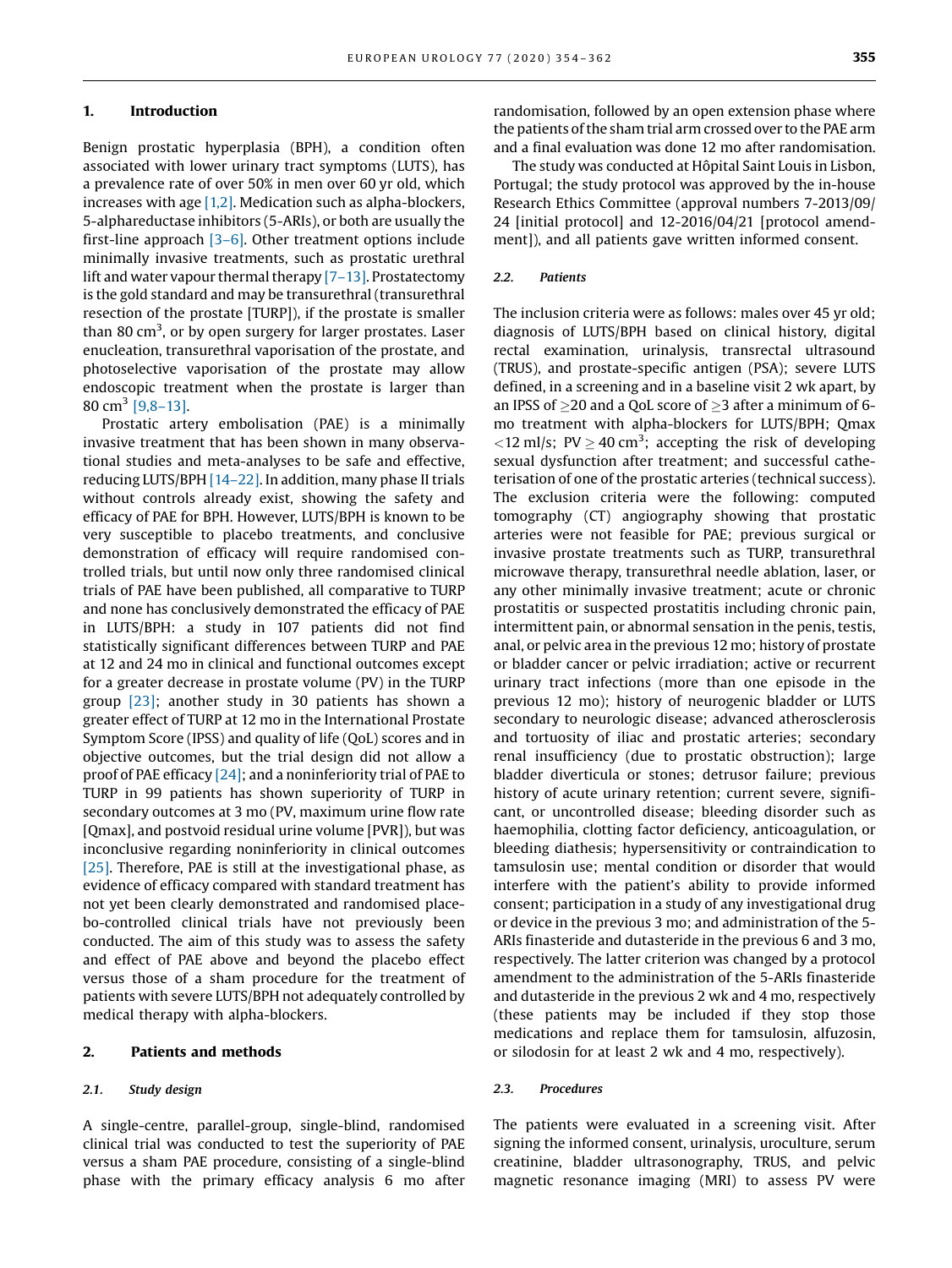## 1. Introduction

Benign prostatic hyperplasia (BPH), a condition often associated with lower urinary tract symptoms (LUTS), has a prevalence rate of over 50% in men over 60 yr old, which increases with age [1,2]. Medication such as alpha-blockers, 5-alphareductase inhibitors (5-ARIs), or both are usually the first-line approach [3–6]. Other treatment options include minimally invasive treatments, such as prostatic urethral lift and water vapour thermal therapy [7–13]. Prostatectomy is the gold standard and may be transurethral (transurethral resection of the prostate [TURP]), if the prostate is smaller than 80 $cm^3$, or by open surgery for larger prostates. Laser enucleation, transurethral vaporisation of the prostate, and photoselective vaporisation of the prostate may allow endoscopic treatment when the prostate is larger than 80 $cm^3$ [9,8–13].

Prostatic artery embolisation (PAE) is a minimally invasive treatment that has been shown in many observational studies and meta-analyses to be safe and effective, reducing LUTS/BPH [14–22]. In addition, many phase II trials without controls already exist, showing the safety and efficacy of PAE for BPH. However, LUTS/BPH is known to be very susceptible to placebo treatments, and conclusive demonstration of efficacy will require randomised controlled trials, but until now only three randomised clinical trials of PAE have been published, all comparative to TURP and none has conclusively demonstrated the efficacy of PAE in LUTS/BPH: a study in 107 patients did not find statistically significant differences between TURP and PAE at 12 and 24 mo in clinical and functional outcomes except for a greater decrease in prostate volume (PV) in the TURP group [23]; another study in 30 patients has shown a greater effect of TURP at 12 mo in the International Prostate Symptom Score (IPSS) and quality of life (QoL) scores and in objective outcomes, but the trial design did not allow a proof of PAE efficacy [24]; and a noninferiority trial of PAE to TURP in 99 patients has shown superiority of TURP in secondary outcomes at 3 mo (PV, maximum urine flow rate [Qmax], and postvoid residual urine volume [PVR]), but was inconclusive regarding noninferiority in clinical outcomes [25]. Therefore, PAE is still at the investigational phase, as evidence of efficacy compared with standard treatment has not yet been clearly demonstrated and randomised placebo-controlled clinical trials have not previously been conducted. The aim of this study was to assess the safety and effect of PAE above and beyond the placebo effect versus those of a sham procedure for the treatment of patients with severe LUTS/BPH not adequately controlled by medical therapy with alpha-blockers.

## 2. Patients and methods

### 2.1. Study design

A single-centre, parallel-group, single-blind, randomised clinical trial was conducted to test the superiority of PAE versus a sham PAE procedure, consisting of a single-blind phase with the primary efficacy analysis 6 mo after randomisation, followed by an open extension phase where the patients of the sham trial arm crossed over to the PAE arm and a final evaluation was done 12 mo after randomisation.

The study was conducted at Hôpital Saint Louis in Lisbon, Portugal; the study protocol was approved by the in-house Research Ethics Committee (approval numbers 7-2013/09/24 [initial protocol] and 12-2016/04/21 [protocol amendment]), and all patients gave written informed consent.

### 2.2. Patients

The inclusion criteria were as follows: males over 45 yr old; diagnosis of LUTS/BPH based on clinical history, digital rectal examination, urinalysis, transrectal ultrasound (TRUS), and prostate-specific antigen (PSA); severe LUTS defined, in a screening and in a baseline visit 2 wk apart, by an IPSS of $\geq$20 and a QoL score of $\geq$3 after a minimum of 6-mo treatment with alpha-blockers for LUTS/BPH; Qmax <12 ml/s; PV $\geq$ 40 $cm^3$; accepting the risk of developing sexual dysfunction after treatment; and successful catheterisation of one of the prostatic arteries (technical success). The exclusion criteria were the following: computed tomography (CT) angiography showing that prostatic arteries were not feasible for PAE; previous surgical or invasive prostate treatments such as TURP, transurethral microwave therapy, transurethral needle ablation, laser, or any other minimally invasive treatment; acute or chronic prostatitis or suspected prostatitis including chronic pain, intermittent pain, or abnormal sensation in the penis, testis, anal, or pelvic area in the previous 12 mo; history of prostate or bladder cancer or pelvic irradiation; active or recurrent urinary tract infections (more than one episode in the previous 12 mo); history of neurogenic bladder or LUTS secondary to neurologic disease; advanced atherosclerosis and tortuosity of iliac and prostatic arteries; secondary renal insufficiency (due to prostatic obstruction); large bladder diverticula or stones; detrusor failure; previous history of acute urinary retention; current severe, significant, or uncontrolled disease; bleeding disorder such as haemophilia, clotting factor deficiency, anticoagulation, or bleeding diathesis; hypersensitivity or contraindication to tamsulosin use; mental condition or disorder that would interfere with the patient's ability to provide informed consent; participation in a study of any investigational drug or device in the previous 3 mo; and administration of the 5-ARIs finasteride and dutasteride in the previous 6 and 3 mo, respectively. The latter criterion was changed by a protocol amendment to the administration of the 5-ARIs finasteride and dutasteride in the previous 2 wk and 4 mo, respectively (these patients may be included if they stop those medications and replace them for tamsulosin, alfuzosin, or silodosin for at least 2 wk and 4 mo, respectively).

### 2.3. Procedures

The patients were evaluated in a screening visit. After signing the informed consent, urinalysis, uroculture, serum creatinine, bladder ultrasonography, TRUS, and pelvic magnetic resonance imaging (MRI) to assess PV were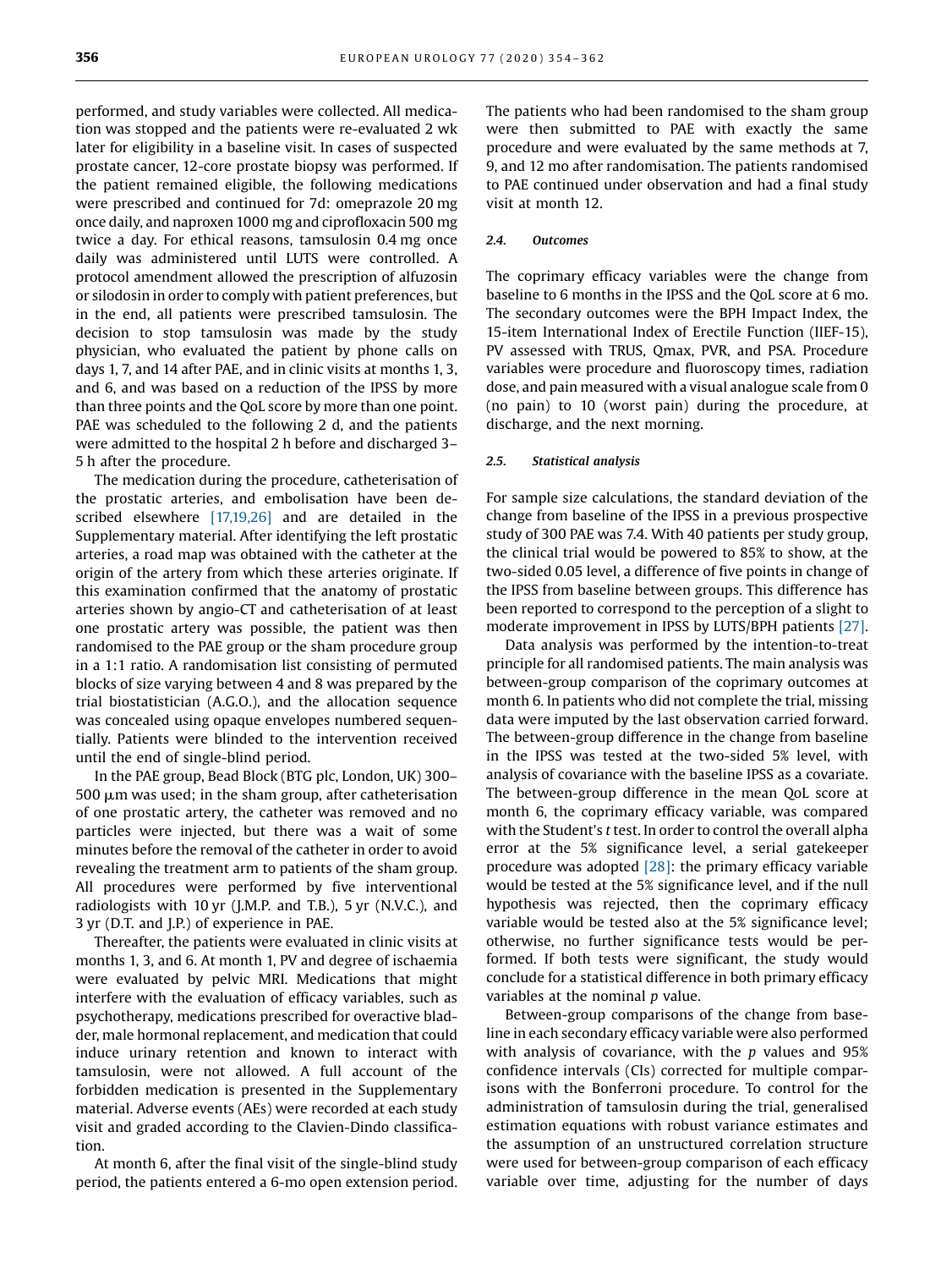performed, and study variables were collected. All medication was stopped and the patients were re-evaluated 2 wk later for eligibility in a baseline visit. In cases of suspected prostate cancer, 12-core prostate biopsy was performed. If the patient remained eligible, the following medications were prescribed and continued for 7d: omeprazole 20 mg once daily, and naproxen 1000 mg and ciprofloxacin 500 mg twice a day. For ethical reasons, tamsulosin 0.4 mg once daily was administered until LUTS were controlled. A protocol amendment allowed the prescription of alfuzosin or silodosin in order to comply with patient preferences, but in the end, all patients were prescribed tamsulosin. The decision to stop tamsulosin was made by the study physician, who evaluated the patient by phone calls on days 1, 7, and 14 after PAE, and in clinic visits at months 1, 3, and 6, and was based on a reduction of the IPSS by more than three points and the QoL score by more than one point. PAE was scheduled to the following 2 d, and the patients were admitted to the hospital 2 h before and discharged 3–5 h after the procedure.

The medication during the procedure, catheterisation of the prostatic arteries, and embolisation have been described elsewhere [17,19,26] and are detailed in the Supplementary material. After identifying the left prostatic arteries, a road map was obtained with the catheter at the origin of the artery from which these arteries originate. If this examination confirmed that the anatomy of prostatic arteries shown by angio-CT and catheterisation of at least one prostatic artery was possible, the patient was then randomised to the PAE group or the sham procedure group in a 1:1 ratio. A randomisation list consisting of permuted blocks of size varying between 4 and 8 was prepared by the trial biostatistician (A.G.O.), and the allocation sequence was concealed using opaque envelopes numbered sequentially. Patients were blinded to the intervention received until the end of single-blind period.

In the PAE group, Bead Block (BTG plc, London, UK) 300–500 μm was used; in the sham group, after catheterisation of one prostatic artery, the catheter was removed and no particles were injected, but there was a wait of some minutes before the removal of the catheter in order to avoid revealing the treatment arm to patients of the sham group. All procedures were performed by five interventional radiologists with 10 yr (J.M.P. and T.B.), 5 yr (N.V.C.), and 3 yr (D.T. and J.P.) of experience in PAE.

Thereafter, the patients were evaluated in clinic visits at months 1, 3, and 6. At month 1, PV and degree of ischaemia were evaluated by pelvic MRI. Medications that might interfere with the evaluation of efficacy variables, such as psychotherapy, medications prescribed for overactive bladder, male hormonal replacement, and medication that could induce urinary retention and known to interact with tamsulosin, were not allowed. A full account of the forbidden medication is presented in the Supplementary material. Adverse events (AEs) were recorded at each study visit and graded according to the Clavien-Dindo classification.

At month 6, after the final visit of the single-blind study period, the patients entered a 6-mo open extension period. The patients who had been randomised to the sham group were then submitted to PAE with exactly the same procedure and were evaluated by the same methods at 7, 9, and 12 mo after randomisation. The patients randomised to PAE continued under observation and had a final study visit at month 12.

### 2.4. Outcomes

The coprimary efficacy variables were the change from baseline to 6 months in the IPSS and the QoL score at 6 mo. The secondary outcomes were the BPH Impact Index, the 15-item International Index of Erectile Function (IIEF-15), PV assessed with TRUS, Qmax, PVR, and PSA. Procedure variables were procedure and fluoroscopy times, radiation dose, and pain measured with a visual analogue scale from 0 (no pain) to 10 (worst pain) during the procedure, at discharge, and the next morning.

### 2.5. Statistical analysis

For sample size calculations, the standard deviation of the change from baseline of the IPSS in a previous prospective study of 300 PAE was 7.4. With 40 patients per study group, the clinical trial would be powered to 85% to show, at the two-sided 0.05 level, a difference of five points in change of the IPSS from baseline between groups. This difference has been reported to correspond to the perception of a slight to moderate improvement in IPSS by LUTS/BPH patients [27].

Data analysis was performed by the intention-to-treat principle for all randomised patients. The main analysis was between-group comparison of the coprimary outcomes at month 6. In patients who did not complete the trial, missing data were imputed by the last observation carried forward. The between-group difference in the change from baseline in the IPSS was tested at the two-sided 5% level, with analysis of covariance with the baseline IPSS as a covariate. The between-group difference in the mean QoL score at month 6, the coprimary efficacy variable, was compared with the Student's *t* test. In order to control the overall alpha error at the 5% significance level, a serial gatekeeper procedure was adopted [28]: the primary efficacy variable would be tested at the 5% significance level, and if the null hypothesis was rejected, then the coprimary efficacy variable would be tested also at the 5% significance level; otherwise, no further significance tests would be performed. If both tests were significant, the study would conclude for a statistical difference in both primary efficacy variables at the nominal *p* value.

Between-group comparisons of the change from baseline in each secondary efficacy variable were also performed with analysis of covariance, with the *p* values and 95% confidence intervals (CIs) corrected for multiple comparisons with the Bonferroni procedure. To control for the administration of tamsulosin during the trial, generalised estimation equations with robust variance estimates and the assumption of an unstructured correlation structure were used for between-group comparison of each efficacy variable over time, adjusting for the number of days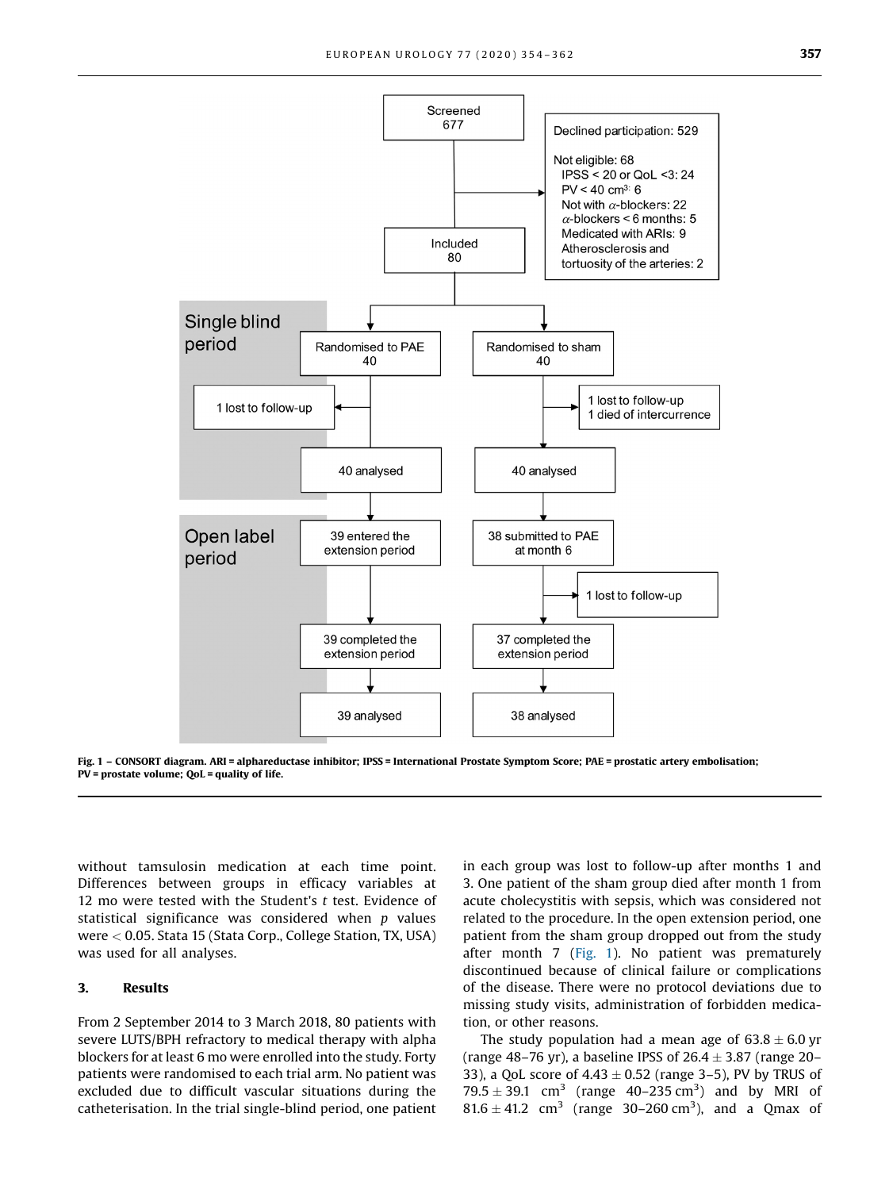Screened
677

Declined participation: 529

Not eligible: 68
IPSS < 20 or QoL <3: 24
PV < 40 cm$^3$: 6
Not with $\alpha$-blockers: 22
$\alpha$-blockers < 6 months: 5
Medicated with ARIs: 9
Atherosclerosis and tortuosity of the arteries: 2

Included
80

Single blind period

Randomised to PAE
40

Randomised to sham
40

1 lost to follow-up

1 lost to follow-up
1 died of intercurrence

40 analysed

40 analysed

Open label period

39 entered the extension period

38 submitted to PAE at month 6

1 lost to follow-up

39 completed the extension period

37 completed the extension period

39 analysed

38 analysed

**Fig. 1 – CONSORT diagram. ARI = alphareductase inhibitor; IPSS = International Prostate Symptom Score; PAE = prostatic artery embolisation; PV = prostate volume; QoL = quality of life.**

without tamsulosin medication at each time point. Differences between groups in efficacy variables at 12 mo were tested with the Student's *t* test. Evidence of statistical significance was considered when *p* values were $< 0.05$. Stata 15 (Stata Corp., College Station, TX, USA) was used for all analyses.

## 3. Results

From 2 September 2014 to 3 March 2018, 80 patients with severe LUTS/BPH refractory to medical therapy with alpha blockers for at least 6 mo were enrolled into the study. Forty patients were randomised to each trial arm. No patient was excluded due to difficult vascular situations during the catheterisation. In the trial single-blind period, one patient in each group was lost to follow-up after months 1 and 3. One patient of the sham group died after month 1 from acute cholecystitis with sepsis, which was considered not related to the procedure. In the open extension period, one patient from the sham group dropped out from the study after month 7 (Fig. 1). No patient was prematurely discontinued because of clinical failure or complications of the disease. There were no protocol deviations due to missing study visits, administration of forbidden medication, or other reasons.

The study population had a mean age of $63.8 \pm 6.0$ yr (range 48–76 yr), a baseline IPSS of $26.4 \pm 3.87$ (range 20–33), a QoL score of $4.43 \pm 0.52$ (range 3–5), PV by TRUS of $79.5 \pm 39.1$ cm$^3$ (range 40–235 cm$^3$) and by MRI of $81.6 \pm 41.2$ cm$^3$ (range 30–260 cm$^3$), and a Qmax of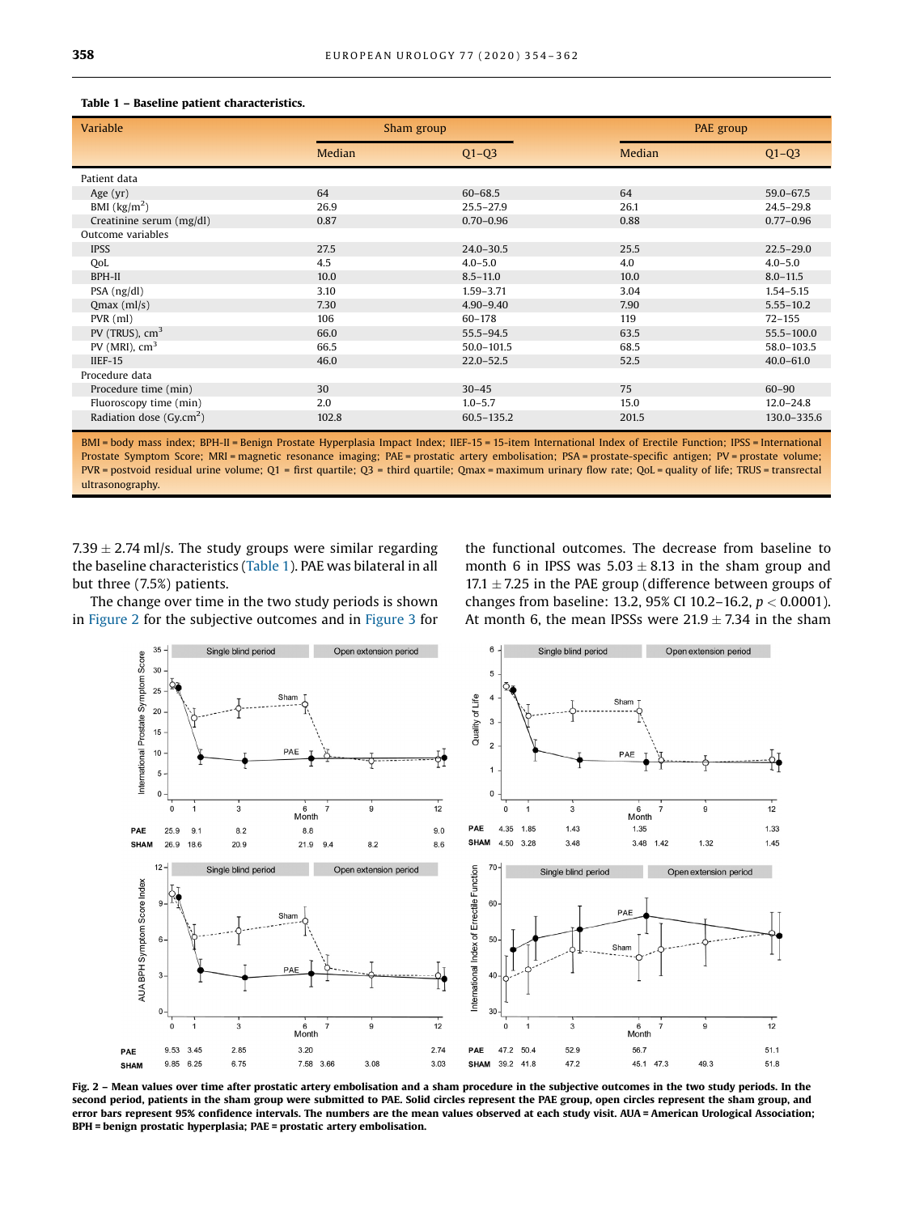**Table 1 – Baseline patient characteristics.**

| Variable | Sham group | | PAE group | |
|---|---|---|---|---|
| | Median | Q1–Q3 | Median | Q1–Q3 |
| Patient data | | | | |
| Age (yr) | 64 | 60–68.5 | 64 | 59.0–67.5 |
| BMI (kg/m$^2$) | 26.9 | 25.5–27.9 | 26.1 | 24.5–29.8 |
| Creatinine serum (mg/dl) | 0.87 | 0.70–0.96 | 0.88 | 0.77–0.96 |
| Outcome variables | | | | |
| IPSS | 27.5 | 24.0–30.5 | 25.5 | 22.5–29.0 |
| QoL | 4.5 | 4.0–5.0 | 4.0 | 4.0–5.0 |
| BPH-II | 10.0 | 8.5–11.0 | 10.0 | 8.0–11.5 |
| PSA (ng/dl) | 3.10 | 1.59–3.71 | 3.04 | 1.54–5.15 |
| Qmax (ml/s) | 7.30 | 4.90–9.40 | 7.90 | 5.55–10.2 |
| PVR (ml) | 106 | 60–178 | 119 | 72–155 |
| PV (TRUS), cm$^3$ | 66.0 | 55.5–94.5 | 63.5 | 55.5–100.0 |
| PV (MRI), cm$^3$ | 66.5 | 50.0–101.5 | 68.5 | 58.0–103.5 |
| IIEF-15 | 46.0 | 22.0–52.5 | 52.5 | 40.0–61.0 |
| Procedure data | | | | |
| Procedure time (min) | 30 | 30–45 | 75 | 60–90 |
| Fluoroscopy time (min) | 2.0 | 1.0–5.7 | 15.0 | 12.0–24.8 |
| Radiation dose (Gy.cm$^2$) | 102.8 | 60.5–135.2 | 201.5 | 130.0–335.6 |

BMI = body mass index; BPH-II = Benign Prostate Hyperplasia Impact Index; IIEF-15 = 15-item International Index of Erectile Function; IPSS = International Prostate Symptom Score; MRI = magnetic resonance imaging; PAE = prostatic artery embolisation; PSA = prostate-specific antigen; PV = prostate volume; PVR = postvoid residual urine volume; Q1 = first quartile; Q3 = third quartile; Qmax = maximum urinary flow rate; QoL = quality of life; TRUS = transrectal ultrasonography.

$7.39 \pm 2.74$ ml/s. The study groups were similar regarding the baseline characteristics (Table 1). PAE was bilateral in all but three (7.5%) patients.

The change over time in the two study periods is shown in Figure 2 for the subjective outcomes and in Figure 3 for the functional outcomes. The decrease from baseline to month 6 in IPSS was $5.03 \pm 8.13$ in the sham group and $17.1 \pm 7.25$ in the PAE group (difference between groups of changes from baseline: 13.2, 95% CI 10.2–16.2, $p < 0.0001$). At month 6, the mean IPSSs were $21.9 \pm 7.34$ in the sham

**Fig. 2 – Mean values over time after prostatic artery embolisation and a sham procedure in the subjective outcomes in the two study periods. In the second period, patients in the sham group were submitted to PAE. Solid circles represent the PAE group, open circles represent the sham group, and error bars represent 95% confidence intervals. The numbers are the mean values observed at each study visit. AUA = American Urological Association; BPH = benign prostatic hyperplasia; PAE = prostatic artery embolisation.**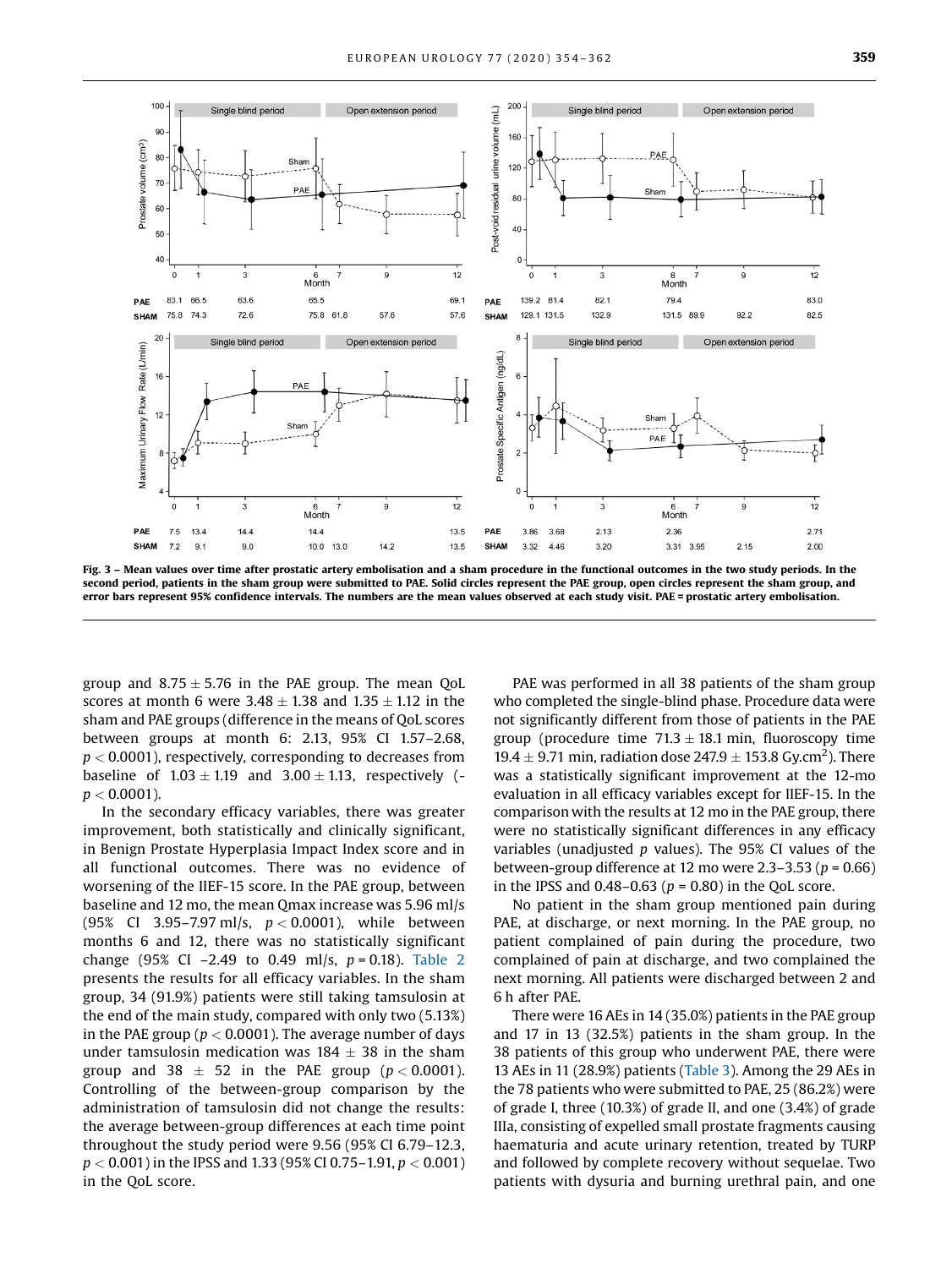Fig. 3 – Mean values over time after prostatic artery embolisation and a sham procedure in the functional outcomes in the two study periods. In the second period, patients in the sham group were submitted to PAE. Solid circles represent the PAE group, open circles represent the sham group, and error bars represent 95% confidence intervals. The numbers are the mean values observed at each study visit. PAE = prostatic artery embolisation.

group and $8.75 \pm 5.76$ in the PAE group. The mean QoL scores at month 6 were $3.48 \pm 1.38$ and $1.35 \pm 1.12$ in the sham and PAE groups (difference in the means of QoL scores between groups at month 6: 2.13, 95% CI 1.57–2.68, $p < 0.0001$), respectively, corresponding to decreases from baseline of $1.03 \pm 1.19$ and $3.00 \pm 1.13$, respectively ($p < 0.0001$).

In the secondary efficacy variables, there was greater improvement, both statistically and clinically significant, in Benign Prostate Hyperplasia Impact Index score and in all functional outcomes. There was no evidence of worsening of the IIEF-15 score. In the PAE group, between baseline and 12 mo, the mean Qmax increase was 5.96 ml/s (95% CI 3.95–7.97 ml/s, $p < 0.0001$), while between months 6 and 12, there was no statistically significant change (95% CI –2.49 to 0.49 ml/s, $p = 0.18$). Table 2 presents the results for all efficacy variables. In the sham group, 34 (91.9%) patients were still taking tamsulosin at the end of the main study, compared with only two (5.13%) in the PAE group ($p < 0.0001$). The average number of days under tamsulosin medication was $184 \pm 38$ in the sham group and $38 \pm 52$ in the PAE group ($p < 0.0001$). Controlling of the between-group comparison by the administration of tamsulosin did not change the results: the average between-group differences at each time point throughout the study period were 9.56 (95% CI 6.79–12.3, $p < 0.001$) in the IPSS and 1.33 (95% CI 0.75–1.91, $p < 0.001$) in the QoL score.

PAE was performed in all 38 patients of the sham group who completed the single-blind phase. Procedure data were not significantly different from those of patients in the PAE group (procedure time $71.3 \pm 18.1$ min, fluoroscopy time $19.4 \pm 9.71$ min, radiation dose $247.9 \pm 153.8$ Gy.cm$^2$). There was a statistically significant improvement at the 12-mo evaluation in all efficacy variables except for IIEF-15. In the comparison with the results at 12 mo in the PAE group, there were no statistically significant differences in any efficacy variables (unadjusted *p* values). The 95% CI values of the between-group difference at 12 mo were 2.3–3.53 ($p = 0.66$) in the IPSS and 0.48–0.63 ($p = 0.80$) in the QoL score.

No patient in the sham group mentioned pain during PAE, at discharge, or next morning. In the PAE group, no patient complained of pain during the procedure, two complained of pain at discharge, and two complained the next morning. All patients were discharged between 2 and 6 h after PAE.

There were 16 AEs in 14 (35.0%) patients in the PAE group and 17 in 13 (32.5%) patients in the sham group. In the 38 patients of this group who underwent PAE, there were 13 AEs in 11 (28.9%) patients (Table 3). Among the 29 AEs in the 78 patients who were submitted to PAE, 25 (86.2%) were of grade I, three (10.3%) of grade II, and one (3.4%) of grade IIIa, consisting of expelled small prostate fragments causing haematuria and acute urinary retention, treated by TURP and followed by complete recovery without sequelae. Two patients with dysuria and burning urethral pain, and one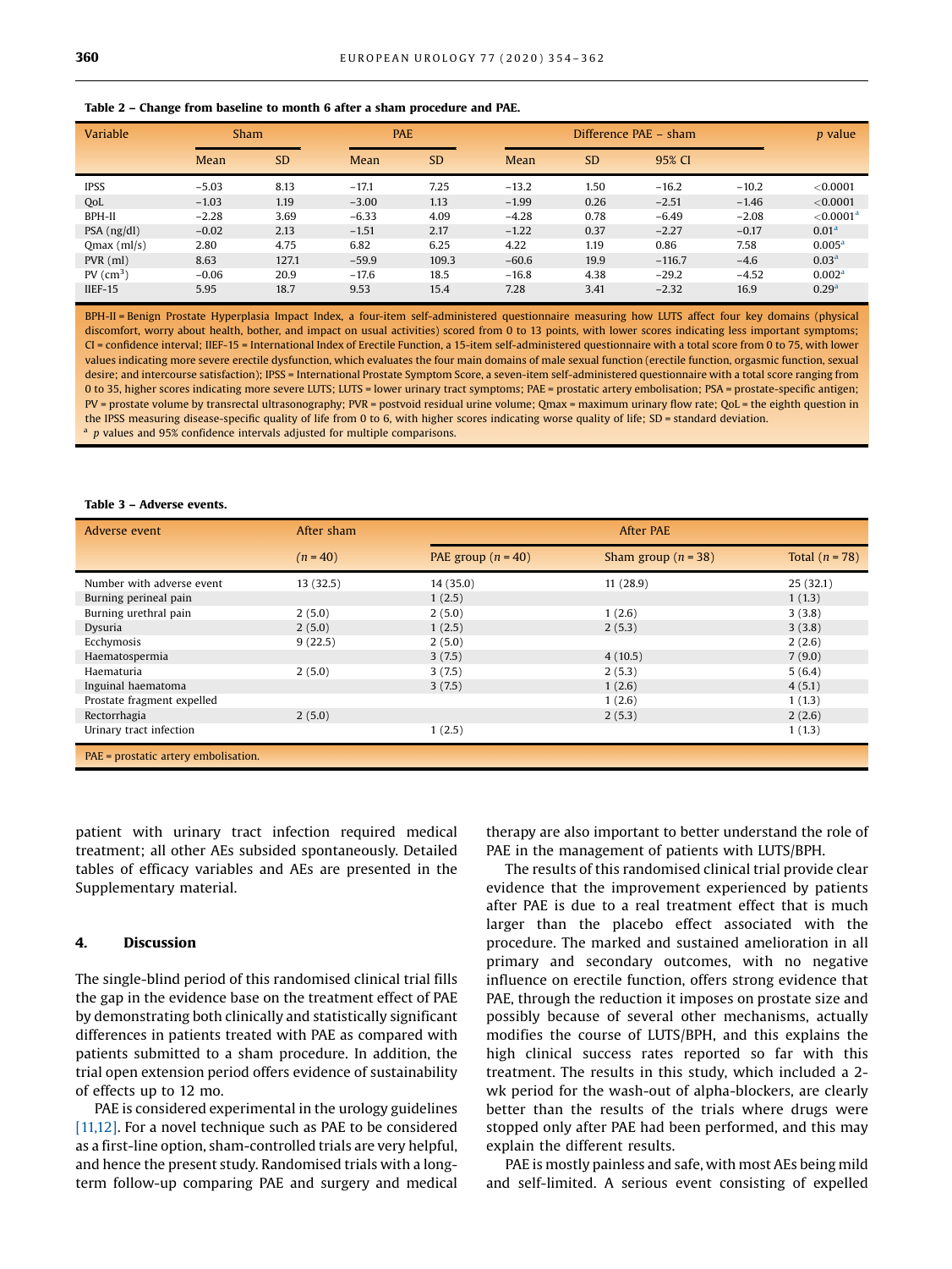**Table 2 – Change from baseline to month 6 after a sham procedure and PAE.**

| Variable | Sham | | PAE | | Difference PAE – sham | | | | *p* value |
|---|---|---|---|---|---|---|---|---|---|
| | Mean | SD | Mean | SD | Mean | SD | 95% CI | | |
| IPSS | −5.03 | 8.13 | −17.1 | 7.25 | −13.2 | 1.50 | −16.2 | −10.2 | <0.0001 |
| QoL | −1.03 | 1.19 | −3.00 | 1.13 | −1.99 | 0.26 | −2.51 | −1.46 | <0.0001 |
| BPH-II | −2.28 | 3.69 | −6.33 | 4.09 | −4.28 | 0.78 | −6.49 | −2.08 | <0.0001 [a] |
| PSA (ng/dl) | −0.02 | 2.13 | −1.51 | 2.17 | −1.22 | 0.37 | −2.27 | −0.17 | 0.01 [a] |
| Qmax (ml/s) | 2.80 | 4.75 | 6.82 | 6.25 | 4.22 | 1.19 | 0.86 | 7.58 | 0.005 [a] |
| PVR (ml) | 8.63 | 127.1 | −59.9 | 109.3 | −60.6 | 19.9 | −116.7 | −4.6 | 0.03 [a] |
| PV ($cm^3$) | −0.06 | 20.9 | −17.6 | 18.5 | −16.8 | 4.38 | −29.2 | −4.52 | 0.002 [a] |
| IIEF-15 | 5.95 | 18.7 | 9.53 | 15.4 | 7.28 | 3.41 | −2.32 | 16.9 | 0.29 [a] |

BPH-II = Benign Prostate Hyperplasia Impact Index, a four-item self-administered questionnaire measuring how LUTS affect four key domains (physical discomfort, worry about health, bother, and impact on usual activities) scored from 0 to 13 points, with lower scores indicating less important symptoms; CI = confidence interval; IIEF-15 = International Index of Erectile Function, a 15-item self-administered questionnaire with a total score from 0 to 75, with lower values indicating more severe erectile dysfunction, which evaluates the four main domains of male sexual function (erectile function, orgasmic function, sexual desire; and intercourse satisfaction); IPSS = International Prostate Symptom Score, a seven-item self-administered questionnaire with a total score ranging from 0 to 35, higher scores indicating more severe LUTS; LUTS = lower urinary tract symptoms; PAE = prostatic artery embolisation; PSA = prostate-specific antigen; PV = prostate volume by transrectal ultrasonography; PVR = postvoid residual urine volume; Qmax = maximum urinary flow rate; QoL = the eighth question in the IPSS measuring disease-specific quality of life from 0 to 6, with higher scores indicating worse quality of life; SD = standard deviation.

[a] *p* values and 95% confidence intervals adjusted for multiple comparisons.

**Table 3 – Adverse events.**

| Adverse event | After sham | After PAE | | |
|---|---|---|---|---|
| | (*n* = 40) | PAE group (*n* = 40) | Sham group (*n* = 38) | Total (*n* = 78) |
| Number with adverse event | 13 (32.5) | 14 (35.0) | 11 (28.9) | 25 (32.1) |
| Burning perineal pain | | 1 (2.5) | | 1 (1.3) |
| Burning urethral pain | 2 (5.0) | 2 (5.0) | 1 (2.6) | 3 (3.8) |
| Dysuria | 2 (5.0) | 1 (2.5) | 2 (5.3) | 3 (3.8) |
| Ecchymosis | 9 (22.5) | 2 (5.0) | | 2 (2.6) |
| Haematospermia | | 3 (7.5) | 4 (10.5) | 7 (9.0) |
| Haematuria | 2 (5.0) | 3 (7.5) | 2 (5.3) | 5 (6.4) |
| Inguinal haematoma | | 3 (7.5) | 1 (2.6) | 4 (5.1) |
| Prostate fragment expelled | | | 1 (2.6) | 1 (1.3) |
| Rectorrhagia | 2 (5.0) | | 2 (5.3) | 2 (2.6) |
| Urinary tract infection | | 1 (2.5) | | 1 (1.3) |

PAE = prostatic artery embolisation.

patient with urinary tract infection required medical treatment; all other AEs subsided spontaneously. Detailed tables of efficacy variables and AEs are presented in the Supplementary material.

## 4. Discussion

The single-blind period of this randomised clinical trial fills the gap in the evidence base on the treatment effect of PAE by demonstrating both clinically and statistically significant differences in patients treated with PAE as compared with patients submitted to a sham procedure. In addition, the trial open extension period offers evidence of sustainability of effects up to 12 mo.

PAE is considered experimental in the urology guidelines [11,12]. For a novel technique such as PAE to be considered as a first-line option, sham-controlled trials are very helpful, and hence the present study. Randomised trials with a long-term follow-up comparing PAE and surgery and medical therapy are also important to better understand the role of PAE in the management of patients with LUTS/BPH.

The results of this randomised clinical trial provide clear evidence that the improvement experienced by patients after PAE is due to a real treatment effect that is much larger than the placebo effect associated with the procedure. The marked and sustained amelioration in all primary and secondary outcomes, with no negative influence on erectile function, offers strong evidence that PAE, through the reduction it imposes on prostate size and possibly because of several other mechanisms, actually modifies the course of LUTS/BPH, and this explains the high clinical success rates reported so far with this treatment. The results in this study, which included a 2-wk period for the wash-out of alpha-blockers, are clearly better than the results of the trials where drugs were stopped only after PAE had been performed, and this may explain the different results.

PAE is mostly painless and safe, with most AEs being mild and self-limited. A serious event consisting of expelled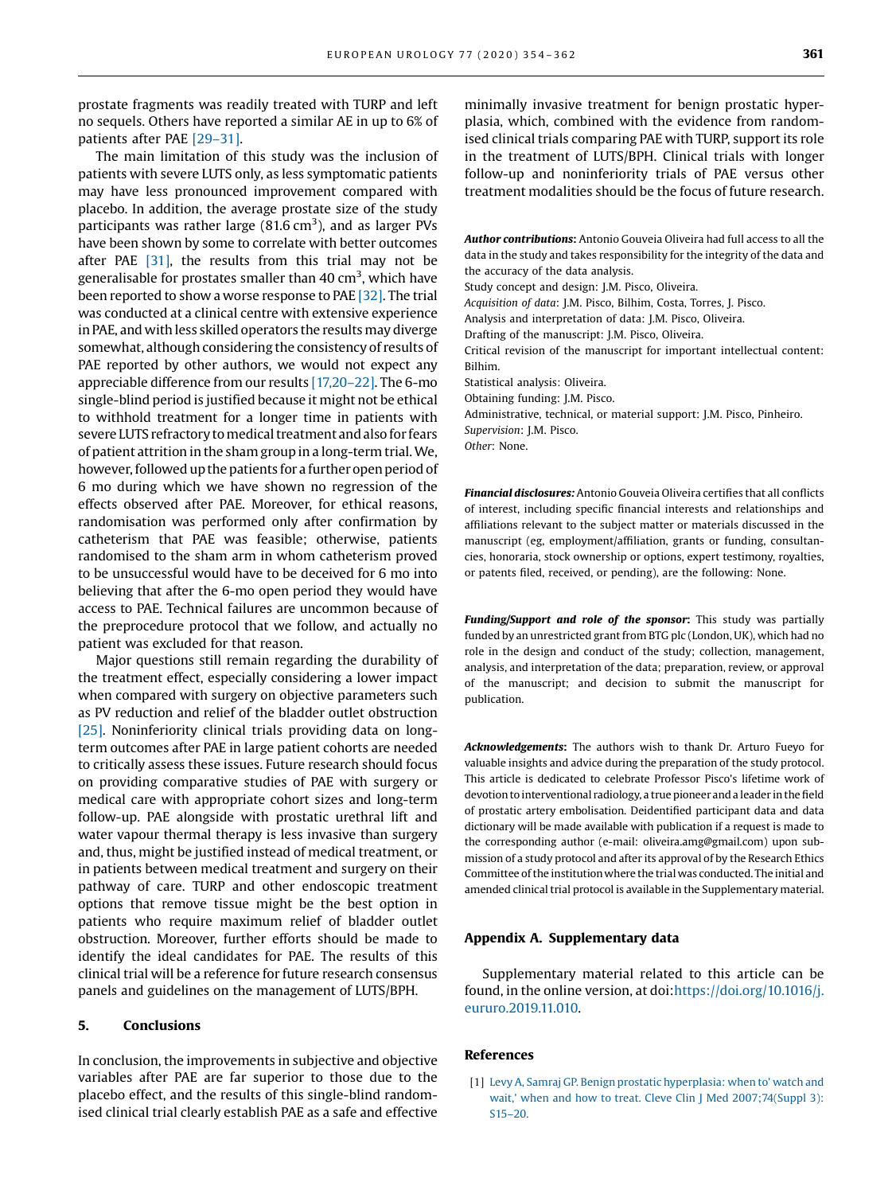prostate fragments was readily treated with TURP and left no sequels. Others have reported a similar AE in up to 6% of patients after PAE [29–31].

The main limitation of this study was the inclusion of patients with severe LUTS only, as less symptomatic patients may have less pronounced improvement compared with placebo. In addition, the average prostate size of the study participants was rather large (81.6 $cm^3$), and as larger PVs have been shown by some to correlate with better outcomes after PAE [31], the results from this trial may not be generalisable for prostates smaller than 40 $cm^3$, which have been reported to show a worse response to PAE [32]. The trial was conducted at a clinical centre with extensive experience in PAE, and with less skilled operators the results may diverge somewhat, although considering the consistency of results of PAE reported by other authors, we would not expect any appreciable difference from our results [17,20–22]. The 6-mo single-blind period is justified because it might not be ethical to withhold treatment for a longer time in patients with severe LUTS refractory to medical treatment and also for fears of patient attrition in the sham group in a long-term trial. We, however, followed up the patients for a further open period of 6 mo during which we have shown no regression of the effects observed after PAE. Moreover, for ethical reasons, randomisation was performed only after confirmation by catheterism that PAE was feasible; otherwise, patients randomised to the sham arm in whom catheterism proved to be unsuccessful would have to be deceived for 6 mo into believing that after the 6-mo open period they would have access to PAE. Technical failures are uncommon because of the preprocedure protocol that we follow, and actually no patient was excluded for that reason.

Major questions still remain regarding the durability of the treatment effect, especially considering a lower impact when compared with surgery on objective parameters such as PV reduction and relief of the bladder outlet obstruction [25]. Noninferiority clinical trials providing data on long-term outcomes after PAE in large patient cohorts are needed to critically assess these issues. Future research should focus on providing comparative studies of PAE with surgery or medical care with appropriate cohort sizes and long-term follow-up. PAE alongside with prostatic urethral lift and water vapour thermal therapy is less invasive than surgery and, thus, might be justified instead of medical treatment, or in patients between medical treatment and surgery on their pathway of care. TURP and other endoscopic treatment options that remove tissue might be the best option in patients who require maximum relief of bladder outlet obstruction. Moreover, further efforts should be made to identify the ideal candidates for PAE. The results of this clinical trial will be a reference for future research consensus panels and guidelines on the management of LUTS/BPH.

## 5. Conclusions

In conclusion, the improvements in subjective and objective variables after PAE are far superior to those due to the placebo effect, and the results of this single-blind randomised clinical trial clearly establish PAE as a safe and effective minimally invasive treatment for benign prostatic hyperplasia, which, combined with the evidence from randomised clinical trials comparing PAE with TURP, support its role in the treatment of LUTS/BPH. Clinical trials with longer follow-up and noninferiority trials of PAE versus other treatment modalities should be the focus of future research.

***Author contributions***: Antonio Gouveia Oliveira had full access to all the data in the study and takes responsibility for the integrity of the data and the accuracy of the data analysis.
Study concept and design: J.M. Pisco, Oliveira.
*Acquisition of data*: J.M. Pisco, Bilhim, Costa, Torres, J. Pisco.
Analysis and interpretation of data: J.M. Pisco, Oliveira.
Drafting of the manuscript: J.M. Pisco, Oliveira.
Critical revision of the manuscript for important intellectual content: Bilhim.
Statistical analysis: Oliveira.
Obtaining funding: J.M. Pisco.
Administrative, technical, or material support: J.M. Pisco, Pinheiro.
*Supervision*: J.M. Pisco.
*Other*: None.

***Financial disclosures:*** Antonio Gouveia Oliveira certifies that all conflicts of interest, including specific financial interests and relationships and affiliations relevant to the subject matter or materials discussed in the manuscript (eg, employment/affiliation, grants or funding, consultancies, honoraria, stock ownership or options, expert testimony, royalties, or patents filed, received, or pending), are the following: None.

***Funding/Support and role of the sponsor*:** This study was partially funded by an unrestricted grant from BTG plc (London, UK), which had no role in the design and conduct of the study; collection, management, analysis, and interpretation of the data; preparation, review, or approval of the manuscript; and decision to submit the manuscript for publication.

***Acknowledgements*:** The authors wish to thank Dr. Arturo Fueyo for valuable insights and advice during the preparation of the study protocol. This article is dedicated to celebrate Professor Pisco's lifetime work of devotion to interventional radiology, a true pioneer and a leader in the field of prostatic artery embolisation. Deidentified participant data and data dictionary will be made available with publication if a request is made to the corresponding author (e-mail: oliveira.amg@gmail.com) upon submission of a study protocol and after its approval of by the Research Ethics Committee of the institution where the trial was conducted. The initial and amended clinical trial protocol is available in the Supplementary material.

## Appendix A. Supplementary data

Supplementary material related to this article can be found, in the online version, at doi:https://doi.org/10.1016/j.eururo.2019.11.010.

## References

[1] Levy A, Samraj GP. Benign prostatic hyperplasia: when to' watch and wait,' when and how to treat. Cleve Clin J Med 2007;74(Suppl 3): S15–20.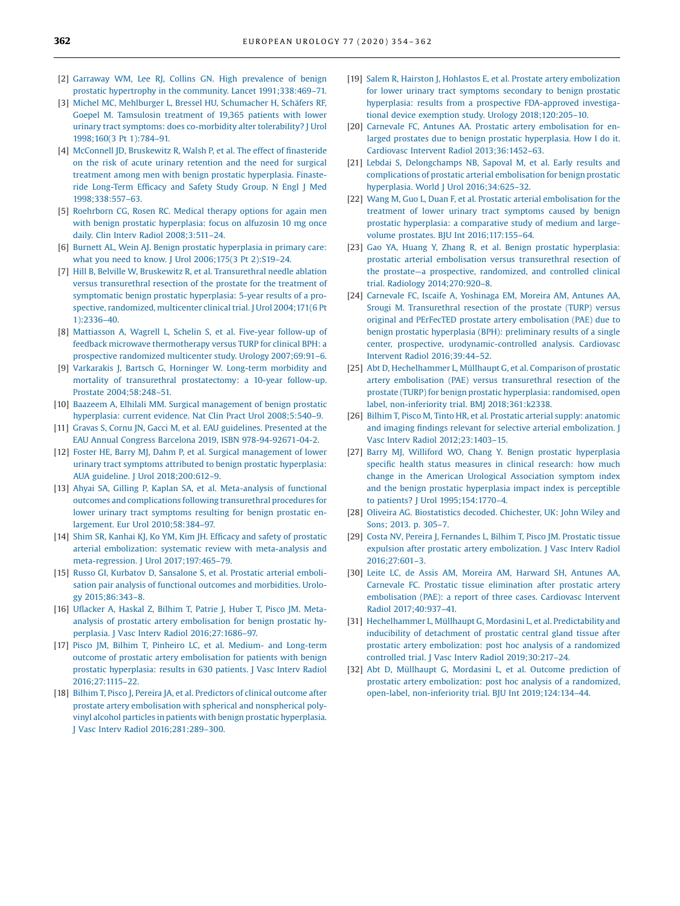[2] Garraway WM, Lee RJ, Collins GN. High prevalence of benign prostatic hypertrophy in the community. Lancet 1991;338:469–71.

[3] Michel MC, Mehlburger L, Bressel HU, Schumacher H, Schäfers RF, Goepel M. Tamsulosin treatment of 19,365 patients with lower urinary tract symptoms: does co-morbidity alter tolerability? J Urol 1998;160(3 Pt 1):784–91.

[4] McConnell JD, Bruskewitz R, Walsh P, et al. The effect of finasteride on the risk of acute urinary retention and the need for surgical treatment among men with benign prostatic hyperplasia. Finasteride Long-Term Efficacy and Safety Study Group. N Engl J Med 1998;338:557–63.

[5] Roehrborn CG, Rosen RC. Medical therapy options for again men with benign prostatic hyperplasia: focus on alfuzosin 10 mg once daily. Clin Interv Radiol 2008;3:511–24.

[6] Burnett AL, Wein AJ. Benign prostatic hyperplasia in primary care: what you need to know. J Urol 2006;175(3 Pt 2):S19–24.

[7] Hill B, Belville W, Bruskewitz R, et al. Transurethral needle ablation versus transurethral resection of the prostate for the treatment of symptomatic benign prostatic hyperplasia: 5-year results of a prospective, randomized, multicenter clinical trial. J Urol 2004;171(6 Pt 1):2336–40.

[8] Mattiasson A, Wagrell L, Schelin S, et al. Five-year follow-up of feedback microwave thermotherapy versus TURP for clinical BPH: a prospective randomized multicenter study. Urology 2007;69:91–6.

[9] Varkarakis J, Bartsch G, Horninger W. Long-term morbidity and mortality of transurethral prostatectomy: a 10-year follow-up. Prostate 2004;58:248–51.

[10] Baazeem A, Elhilali MM. Surgical management of benign prostatic hyperplasia: current evidence. Nat Clin Pract Urol 2008;5:540–9.

[11] Gravas S, Cornu JN, Gacci M, et al. EAU guidelines. Presented at the EAU Annual Congress Barcelona 2019, ISBN 978-94-92671-04-2.

[12] Foster HE, Barry MJ, Dahm P, et al. Surgical management of lower urinary tract symptoms attributed to benign prostatic hyperplasia: AUA guideline. J Urol 2018;200:612–9.

[13] Ahyai SA, Gilling P, Kaplan SA, et al. Meta-analysis of functional outcomes and complications following transurethral procedures for lower urinary tract symptoms resulting for benign prostatic enlargement. Eur Urol 2010;58:384–97.

[14] Shim SR, Kanhai KJ, Ko YM, Kim JH. Efficacy and safety of prostatic arterial embolization: systematic review with meta-analysis and meta-regression. J Urol 2017;197:465–79.

[15] Russo GI, Kurbatov D, Sansalone S, et al. Prostatic arterial embolisation pair analysis of functional outcomes and morbidities. Urology 2015;86:343–8.

[16] Uflacker A, Haskal Z, Bilhim T, Patrie J, Huber T, Pisco JM. Meta-analysis of prostatic artery embolisation for benign prostatic hyperplasia. J Vasc Interv Radiol 2016;27:1686–97.

[17] Pisco JM, Bilhim T, Pinheiro LC, et al. Medium- and Long-term outcome of prostatic artery embolisation for patients with benign prostatic hyperplasia: results in 630 patients. J Vasc Interv Radiol 2016;27:1115–22.

[18] Bilhim T, Pisco J, Pereira JA, et al. Predictors of clinical outcome after prostate artery embolisation with spherical and nonspherical polyvinyl alcohol particles in patients with benign prostatic hyperplasia. J Vasc Interv Radiol 2016;281:289–300.

[19] Salem R, Hairston J, Hohlastos E, et al. Prostate artery embolization for lower urinary tract symptoms secondary to benign prostatic hyperplasia: results from a prospective FDA-approved investigational device exemption study. Urology 2018;120:205–10.

[20] Carnevale FC, Antunes AA. Prostatic artery embolisation for enlarged prostates due to benign prostatic hyperplasia. How I do it. Cardiovasc Intervent Radiol 2013;36:1452–63.

[21] Lebdai S, Delongchamps NB, Sapoval M, et al. Early results and complications of prostatic arterial embolisation for benign prostatic hyperplasia. World J Urol 2016;34:625–32.

[22] Wang M, Guo L, Duan F, et al. Prostatic arterial embolisation for the treatment of lower urinary tract symptoms caused by benign prostatic hyperplasia: a comparative study of medium and large-volume prostates. BJU Int 2016;117:155–64.

[23] Gao YA, Huang Y, Zhang R, et al. Benign prostatic hyperplasia: prostatic arterial embolisation versus transurethral resection of the prostate—a prospective, randomized, and controlled clinical trial. Radiology 2014;270:920–8.

[24] Carnevale FC, Iscaife A, Yoshinaga EM, Moreira AM, Antunes AA, Srougi M. Transurethral resection of the prostate (TURP) versus original and PErFecTED prostate artery embolisation (PAE) due to benign prostatic hyperplasia (BPH): preliminary results of a single center, prospective, urodynamic-controlled analysis. Cardiovasc Intervent Radiol 2016;39:44–52.

[25] Abt D, Hechelhammer L, Müllhaupt G, et al. Comparison of prostatic artery embolisation (PAE) versus transurethral resection of the prostate (TURP) for benign prostatic hyperplasia: randomised, open label, non-inferiority trial. BMJ 2018;361:k2338.

[26] Bilhim T, Pisco M, Tinto HR, et al. Prostatic arterial supply: anatomic and imaging findings relevant for selective arterial embolization. J Vasc Interv Radiol 2012;23:1403–15.

[27] Barry MJ, Williford WO, Chang Y. Benign prostatic hyperplasia specific health status measures in clinical research: how much change in the American Urological Association symptom index and the benign prostatic hyperplasia impact index is perceptible to patients? J Urol 1995;154:1770–4.

[28] Oliveira AG. Biostatistics decoded. Chichester, UK: John Wiley and Sons; 2013. p. 305–7.

[29] Costa NV, Pereira J, Fernandes L, Bilhim T, Pisco JM. Prostatic tissue expulsion after prostatic artery embolization. J Vasc Interv Radiol 2016;27:601–3.

[30] Leite LC, de Assis AM, Moreira AM, Harward SH, Antunes AA, Carnevale FC. Prostatic tissue elimination after prostatic artery embolization (PAE): a report of three cases. Cardiovasc Intervent Radiol 2017;40:937–41.

[31] Hechelhammer L, Müllhaupt G, Mordasini L, et al. Predictability and inducibility of detachment of prostatic central gland tissue after prostatic artery embolization: post hoc analysis of a randomized controlled trial. J Vasc Interv Radiol 2019;30:217–24.

[32] Abt D, Müllhaupt G, Mordasini L, et al. Outcome prediction of prostatic artery embolization: post hoc analysis of a randomized, open-label, non-inferiority trial. BJU Int 2019;124:134–44.